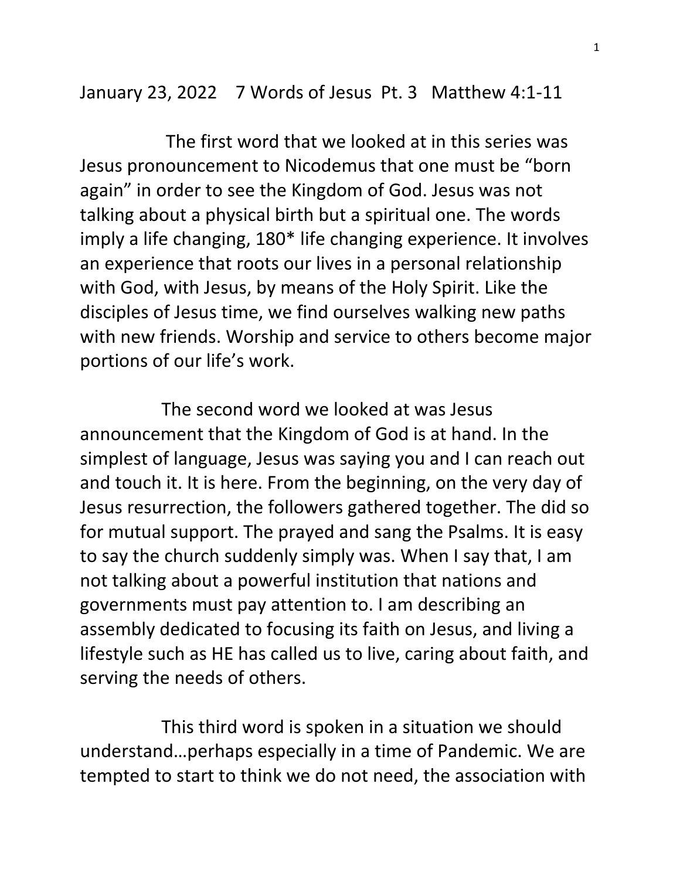January 23, 2022 7 Words of Jesus Pt. 3 Matthew 4:1-11

The first word that we looked at in this series was Jesus pronouncement to Nicodemus that one must be "born again" in order to see the Kingdom of God. Jesus was not talking about a physical birth but a spiritual one. The words imply a life changing, 180* life changing experience. It involves an experience that roots our lives in a personal relationship with God, with Jesus, by means of the Holy Spirit. Like the disciples of Jesus time, we find ourselves walking new paths with new friends. Worship and service to others become major portions of our life's work.

The second word we looked at was Jesus announcement that the Kingdom of God is at hand. In the simplest of language, Jesus was saying you and I can reach out and touch it. It is here. From the beginning, on the very day of Jesus resurrection, the followers gathered together. The did so for mutual support. The prayed and sang the Psalms. It is easy to say the church suddenly simply was. When I say that, I am not talking about a powerful institution that nations and governments must pay attention to. I am describing an assembly dedicated to focusing its faith on Jesus, and living a lifestyle such as HE has called us to live, caring about faith, and serving the needs of others.

This third word is spoken in a situation we should understand…perhaps especially in a time of Pandemic. We are tempted to start to think we do not need, the association with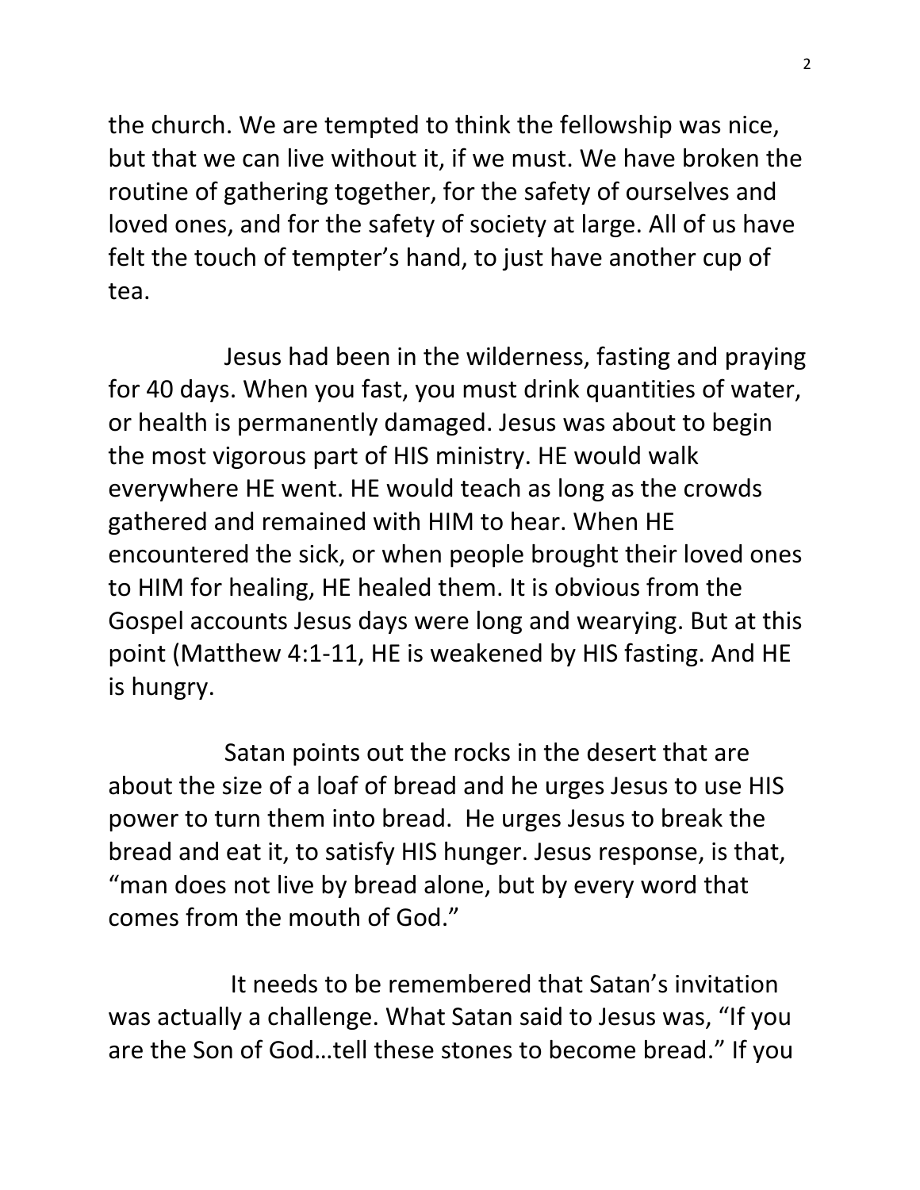the church. We are tempted to think the fellowship was nice, but that we can live without it, if we must. We have broken the routine of gathering together, for the safety of ourselves and loved ones, and for the safety of society at large. All of us have felt the touch of tempter's hand, to just have another cup of tea.

Jesus had been in the wilderness, fasting and praying for 40 days. When you fast, you must drink quantities of water, or health is permanently damaged. Jesus was about to begin the most vigorous part of HIS ministry. HE would walk everywhere HE went. HE would teach as long as the crowds gathered and remained with HIM to hear. When HE encountered the sick, or when people brought their loved ones to HIM for healing, HE healed them. It is obvious from the Gospel accounts Jesus days were long and wearying. But at this point (Matthew 4:1-11, HE is weakened by HIS fasting. And HE is hungry.

Satan points out the rocks in the desert that are about the size of a loaf of bread and he urges Jesus to use HIS power to turn them into bread. He urges Jesus to break the bread and eat it, to satisfy HIS hunger. Jesus response, is that, "man does not live by bread alone, but by every word that comes from the mouth of God."

It needs to be remembered that Satan's invitation was actually a challenge. What Satan said to Jesus was, "If you are the Son of God…tell these stones to become bread." If you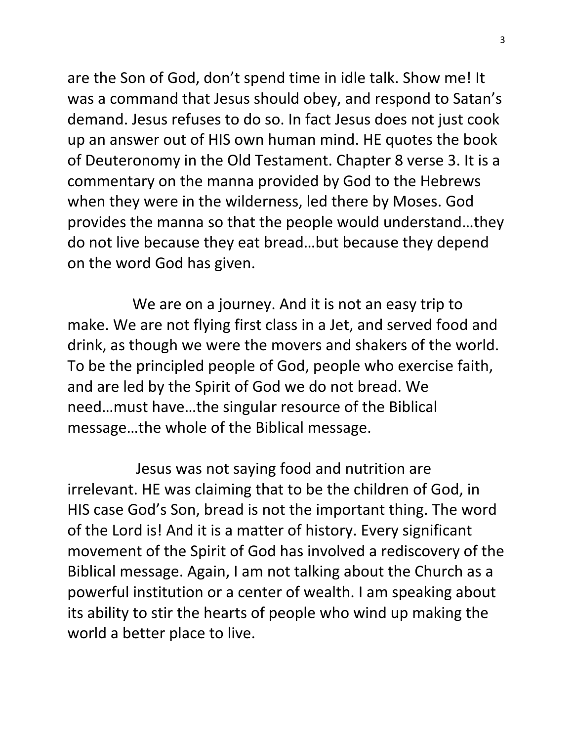are the Son of God, don't spend time in idle talk. Show me! It was a command that Jesus should obey, and respond to Satan's demand. Jesus refuses to do so. In fact Jesus does not just cook up an answer out of HIS own human mind. HE quotes the book of Deuteronomy in the Old Testament. Chapter 8 verse 3. It is a commentary on the manna provided by God to the Hebrews when they were in the wilderness, led there by Moses. God provides the manna so that the people would understand…they do not live because they eat bread…but because they depend on the word God has given.

We are on a journey. And it is not an easy trip to make. We are not flying first class in a Jet, and served food and drink, as though we were the movers and shakers of the world. To be the principled people of God, people who exercise faith, and are led by the Spirit of God we do not bread. We need…must have…the singular resource of the Biblical message…the whole of the Biblical message.

Jesus was not saying food and nutrition are irrelevant. HE was claiming that to be the children of God, in HIS case God's Son, bread is not the important thing. The word of the Lord is! And it is a matter of history. Every significant movement of the Spirit of God has involved a rediscovery of the Biblical message. Again, I am not talking about the Church as a powerful institution or a center of wealth. I am speaking about its ability to stir the hearts of people who wind up making the world a better place to live.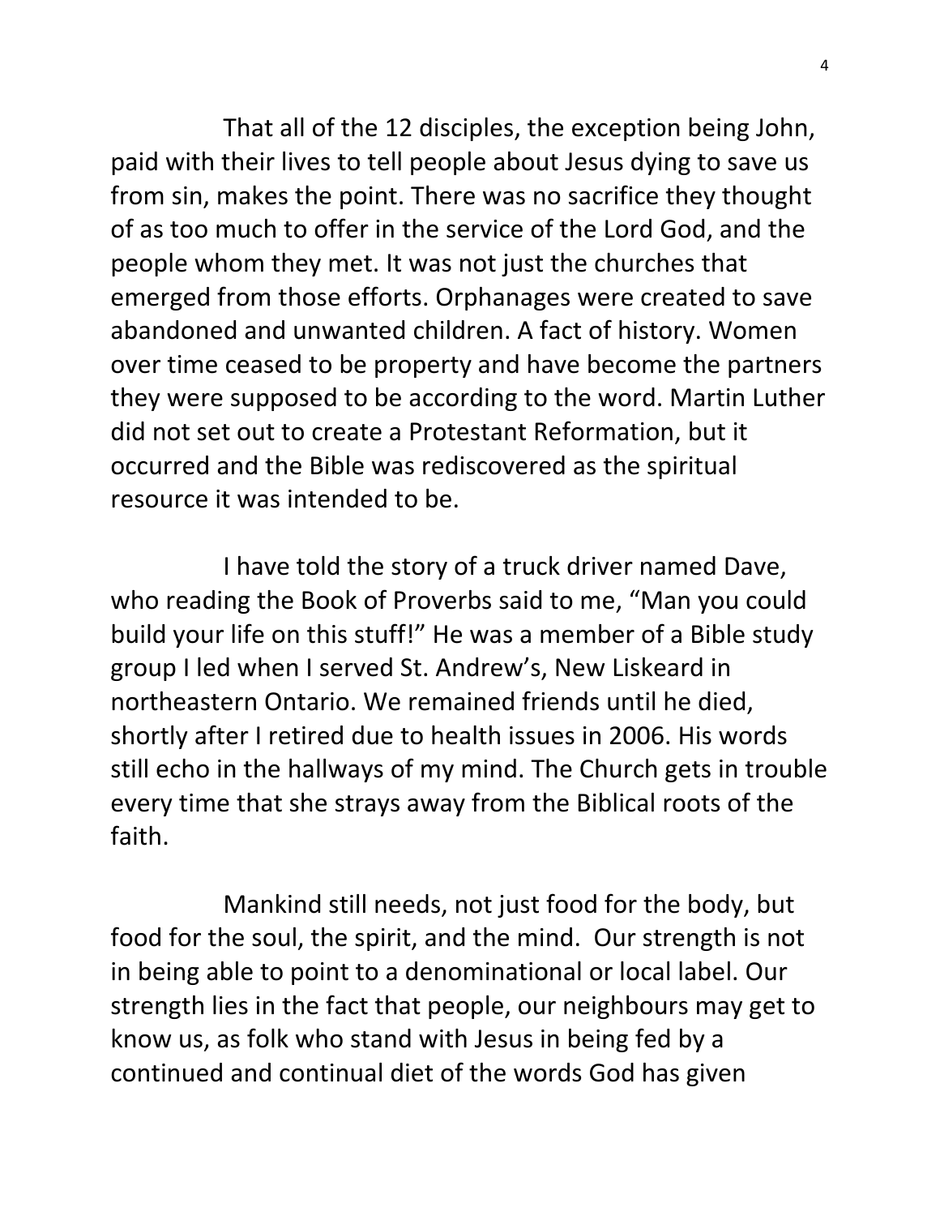That all of the 12 disciples, the exception being John, paid with their lives to tell people about Jesus dying to save us from sin, makes the point. There was no sacrifice they thought of as too much to offer in the service of the Lord God, and the people whom they met. It was not just the churches that emerged from those efforts. Orphanages were created to save abandoned and unwanted children. A fact of history. Women over time ceased to be property and have become the partners they were supposed to be according to the word. Martin Luther did not set out to create a Protestant Reformation, but it occurred and the Bible was rediscovered as the spiritual resource it was intended to be.

I have told the story of a truck driver named Dave, who reading the Book of Proverbs said to me, "Man you could build your life on this stuff!" He was a member of a Bible study group I led when I served St. Andrew's, New Liskeard in northeastern Ontario. We remained friends until he died, shortly after I retired due to health issues in 2006. His words still echo in the hallways of my mind. The Church gets in trouble every time that she strays away from the Biblical roots of the faith.

Mankind still needs, not just food for the body, but food for the soul, the spirit, and the mind. Our strength is not in being able to point to a denominational or local label. Our strength lies in the fact that people, our neighbours may get to know us, as folk who stand with Jesus in being fed by a continued and continual diet of the words God has given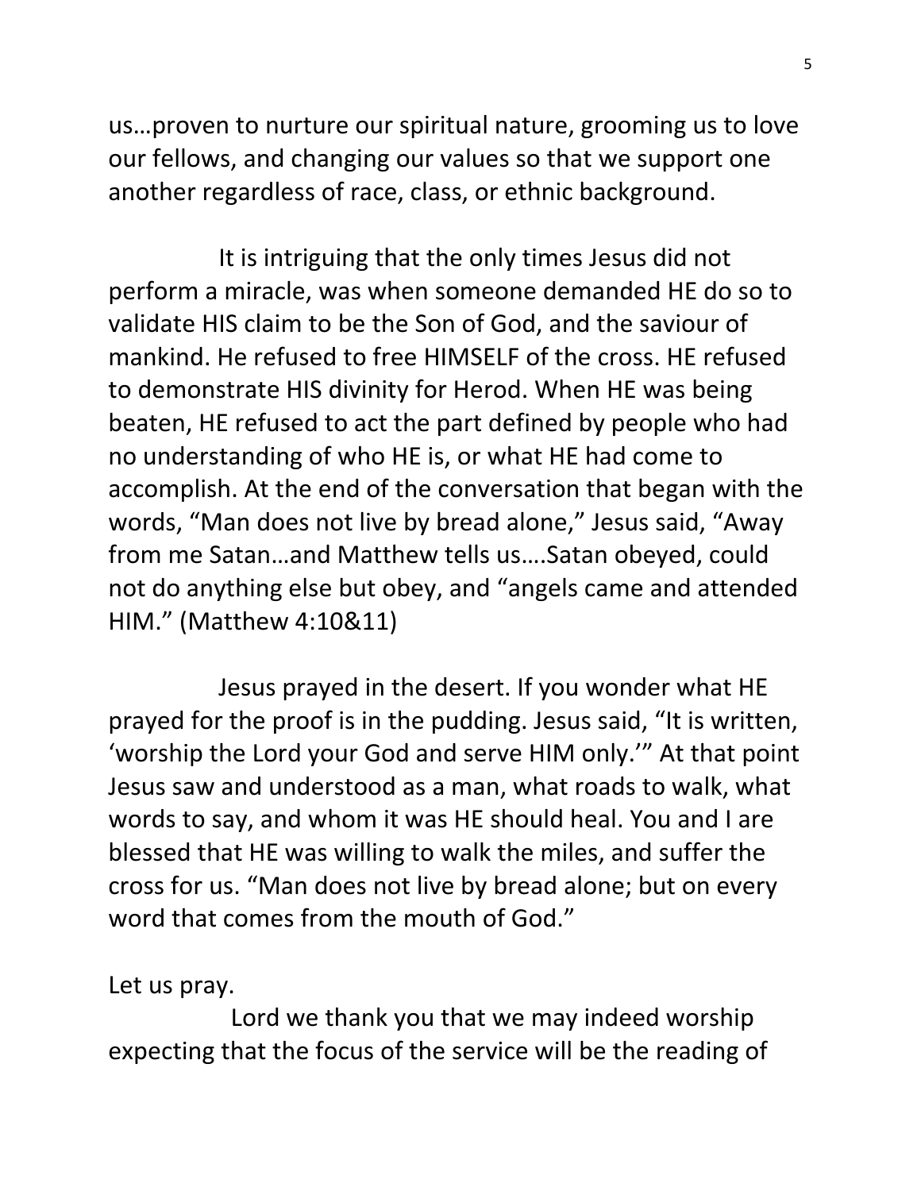us…proven to nurture our spiritual nature, grooming us to love our fellows, and changing our values so that we support one another regardless of race, class, or ethnic background.

It is intriguing that the only times Jesus did not perform a miracle, was when someone demanded HE do so to validate HIS claim to be the Son of God, and the saviour of mankind. He refused to free HIMSELF of the cross. HE refused to demonstrate HIS divinity for Herod. When HE was being beaten, HE refused to act the part defined by people who had no understanding of who HE is, or what HE had come to accomplish. At the end of the conversation that began with the words, "Man does not live by bread alone," Jesus said, "Away from me Satan…and Matthew tells us….Satan obeyed, could not do anything else but obey, and "angels came and attended HIM." (Matthew 4:10&11)

Jesus prayed in the desert. If you wonder what HE prayed for the proof is in the pudding. Jesus said, "It is written, 'worship the Lord your God and serve HIM only.'" At that point Jesus saw and understood as a man, what roads to walk, what words to say, and whom it was HE should heal. You and I are blessed that HE was willing to walk the miles, and suffer the cross for us. "Man does not live by bread alone; but on every word that comes from the mouth of God."

Let us pray.

Lord we thank you that we may indeed worship expecting that the focus of the service will be the reading of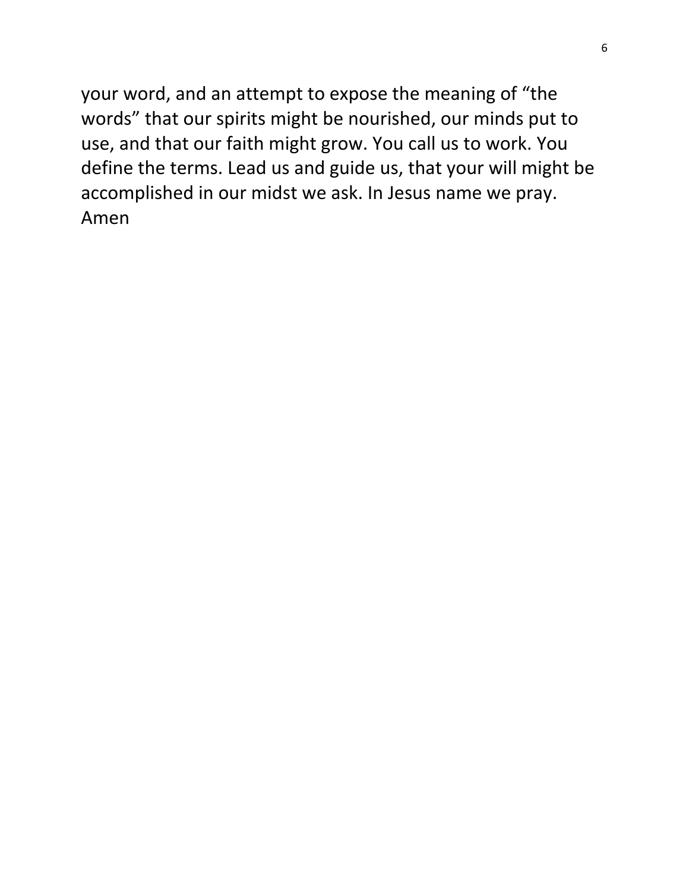your word, and an attempt to expose the meaning of “the words” that our spirits might be nourished, our minds put to use, and that our faith might grow. You call us to work. You define the terms. Lead us and guide us, that your will might be accomplished in our midst we ask. In Jesus name we pray. Amen